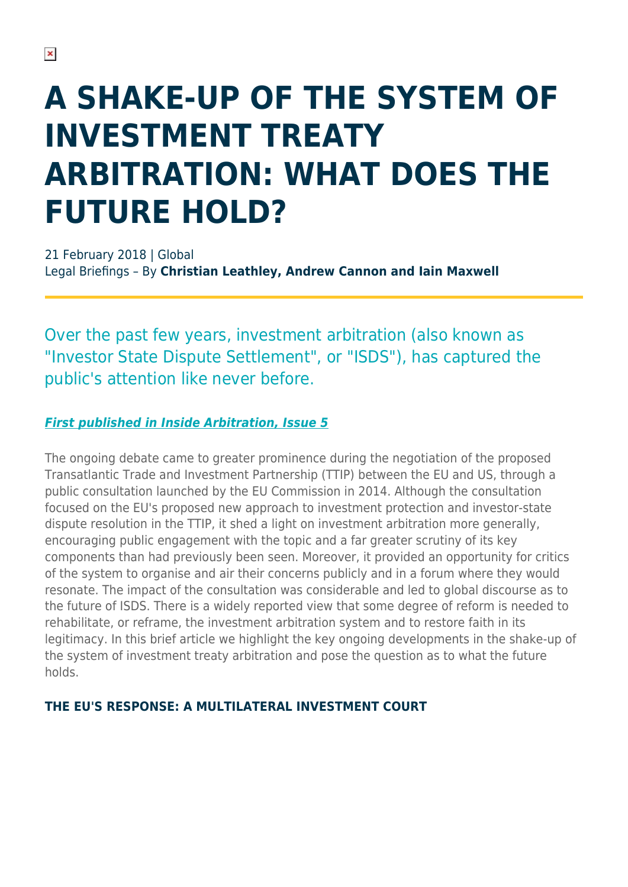# A SHAKE-UP OF THE SYSTEM OF INVESTMENT TREATY ARBITRATION: WHAT DOES THE FUTURE HOLD?

21 February 2018 | Global
Legal Briefings – By **Christian Leathley, Andrew Cannon and Iain Maxwell**

Over the past few years, investment arbitration (also known as "Investor State Dispute Settlement", or "ISDS"), has captured the public's attention like never before.

***First published in Inside Arbitration, Issue 5***

The ongoing debate came to greater prominence during the negotiation of the proposed Transatlantic Trade and Investment Partnership (TTIP) between the EU and US, through a public consultation launched by the EU Commission in 2014. Although the consultation focused on the EU's proposed new approach to investment protection and investor-state dispute resolution in the TTIP, it shed a light on investment arbitration more generally, encouraging public engagement with the topic and a far greater scrutiny of its key components than had previously been seen. Moreover, it provided an opportunity for critics of the system to organise and air their concerns publicly and in a forum where they would resonate. The impact of the consultation was considerable and led to global discourse as to the future of ISDS. There is a widely reported view that some degree of reform is needed to rehabilitate, or reframe, the investment arbitration system and to restore faith in its legitimacy. In this brief article we highlight the key ongoing developments in the shake-up of the system of investment treaty arbitration and pose the question as to what the future holds.

## THE EU'S RESPONSE: A MULTILATERAL INVESTMENT COURT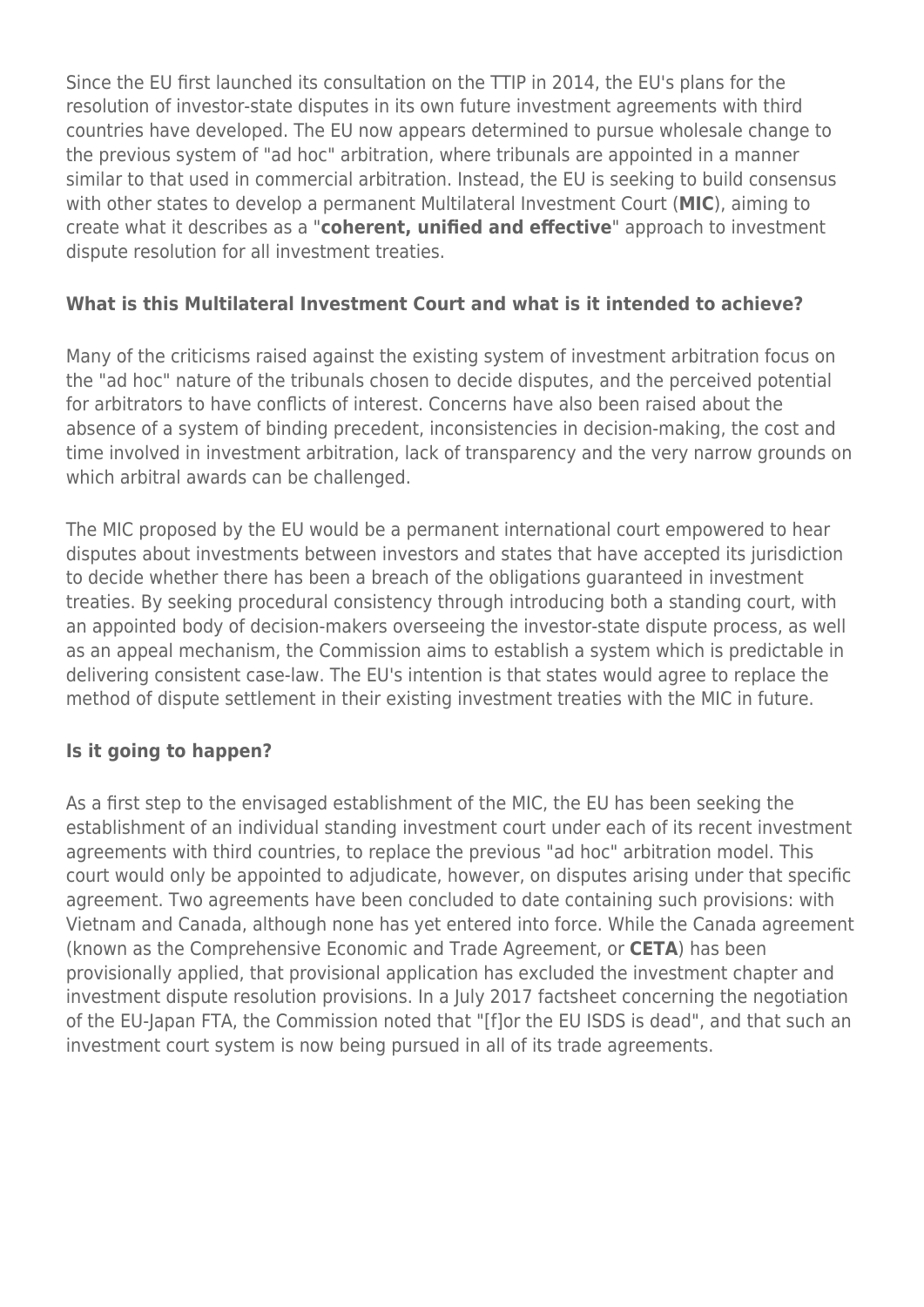Since the EU first launched its consultation on the TTIP in 2014, the EU's plans for the resolution of investor-state disputes in its own future investment agreements with third countries have developed. The EU now appears determined to pursue wholesale change to the previous system of "ad hoc" arbitration, where tribunals are appointed in a manner similar to that used in commercial arbitration. Instead, the EU is seeking to build consensus with other states to develop a permanent Multilateral Investment Court (**MIC**), aiming to create what it describes as a "**coherent, unified and effective**" approach to investment dispute resolution for all investment treaties.

### What is this Multilateral Investment Court and what is it intended to achieve?

Many of the criticisms raised against the existing system of investment arbitration focus on the "ad hoc" nature of the tribunals chosen to decide disputes, and the perceived potential for arbitrators to have conflicts of interest. Concerns have also been raised about the absence of a system of binding precedent, inconsistencies in decision-making, the cost and time involved in investment arbitration, lack of transparency and the very narrow grounds on which arbitral awards can be challenged.

The MIC proposed by the EU would be a permanent international court empowered to hear disputes about investments between investors and states that have accepted its jurisdiction to decide whether there has been a breach of the obligations guaranteed in investment treaties. By seeking procedural consistency through introducing both a standing court, with an appointed body of decision-makers overseeing the investor-state dispute process, as well as an appeal mechanism, the Commission aims to establish a system which is predictable in delivering consistent case-law. The EU's intention is that states would agree to replace the method of dispute settlement in their existing investment treaties with the MIC in future.

### Is it going to happen?

As a first step to the envisaged establishment of the MIC, the EU has been seeking the establishment of an individual standing investment court under each of its recent investment agreements with third countries, to replace the previous "ad hoc" arbitration model. This court would only be appointed to adjudicate, however, on disputes arising under that specific agreement. Two agreements have been concluded to date containing such provisions: with Vietnam and Canada, although none has yet entered into force. While the Canada agreement (known as the Comprehensive Economic and Trade Agreement, or **CETA**) has been provisionally applied, that provisional application has excluded the investment chapter and investment dispute resolution provisions. In a July 2017 factsheet concerning the negotiation of the EU-Japan FTA, the Commission noted that "[f]or the EU ISDS is dead", and that such an investment court system is now being pursued in all of its trade agreements.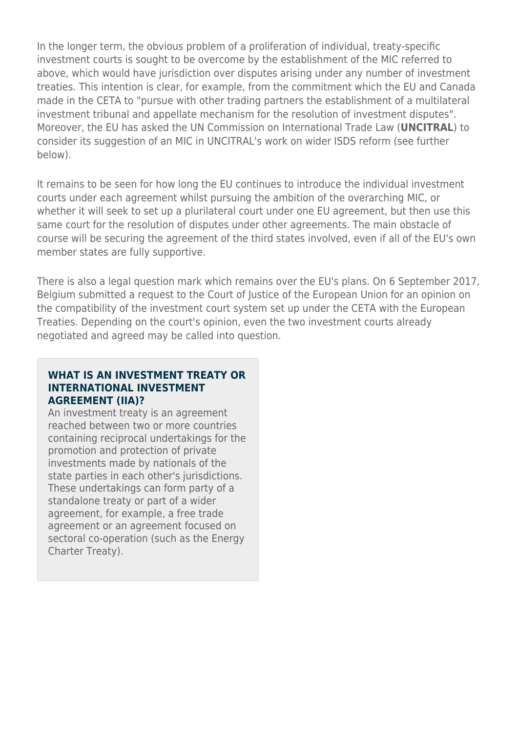In the longer term, the obvious problem of a proliferation of individual, treaty-specific investment courts is sought to be overcome by the establishment of the MIC referred to above, which would have jurisdiction over disputes arising under any number of investment treaties. This intention is clear, for example, from the commitment which the EU and Canada made in the CETA to "pursue with other trading partners the establishment of a multilateral investment tribunal and appellate mechanism for the resolution of investment disputes". Moreover, the EU has asked the UN Commission on International Trade Law (**UNCITRAL**) to consider its suggestion of an MIC in UNCITRAL's work on wider ISDS reform (see further below).

It remains to be seen for how long the EU continues to introduce the individual investment courts under each agreement whilst pursuing the ambition of the overarching MIC, or whether it will seek to set up a plurilateral court under one EU agreement, but then use this same court for the resolution of disputes under other agreements. The main obstacle of course will be securing the agreement of the third states involved, even if all of the EU's own member states are fully supportive.

There is also a legal question mark which remains over the EU's plans. On 6 September 2017, Belgium submitted a request to the Court of Justice of the European Union for an opinion on the compatibility of the investment court system set up under the CETA with the European Treaties. Depending on the court's opinion, even the two investment courts already negotiated and agreed may be called into question.

**WHAT IS AN INVESTMENT TREATY OR INTERNATIONAL INVESTMENT AGREEMENT (IIA)?**

An investment treaty is an agreement reached between two or more countries containing reciprocal undertakings for the promotion and protection of private investments made by nationals of the state parties in each other's jurisdictions. These undertakings can form party of a standalone treaty or part of a wider agreement, for example, a free trade agreement or an agreement focused on sectoral co-operation (such as the Energy Charter Treaty).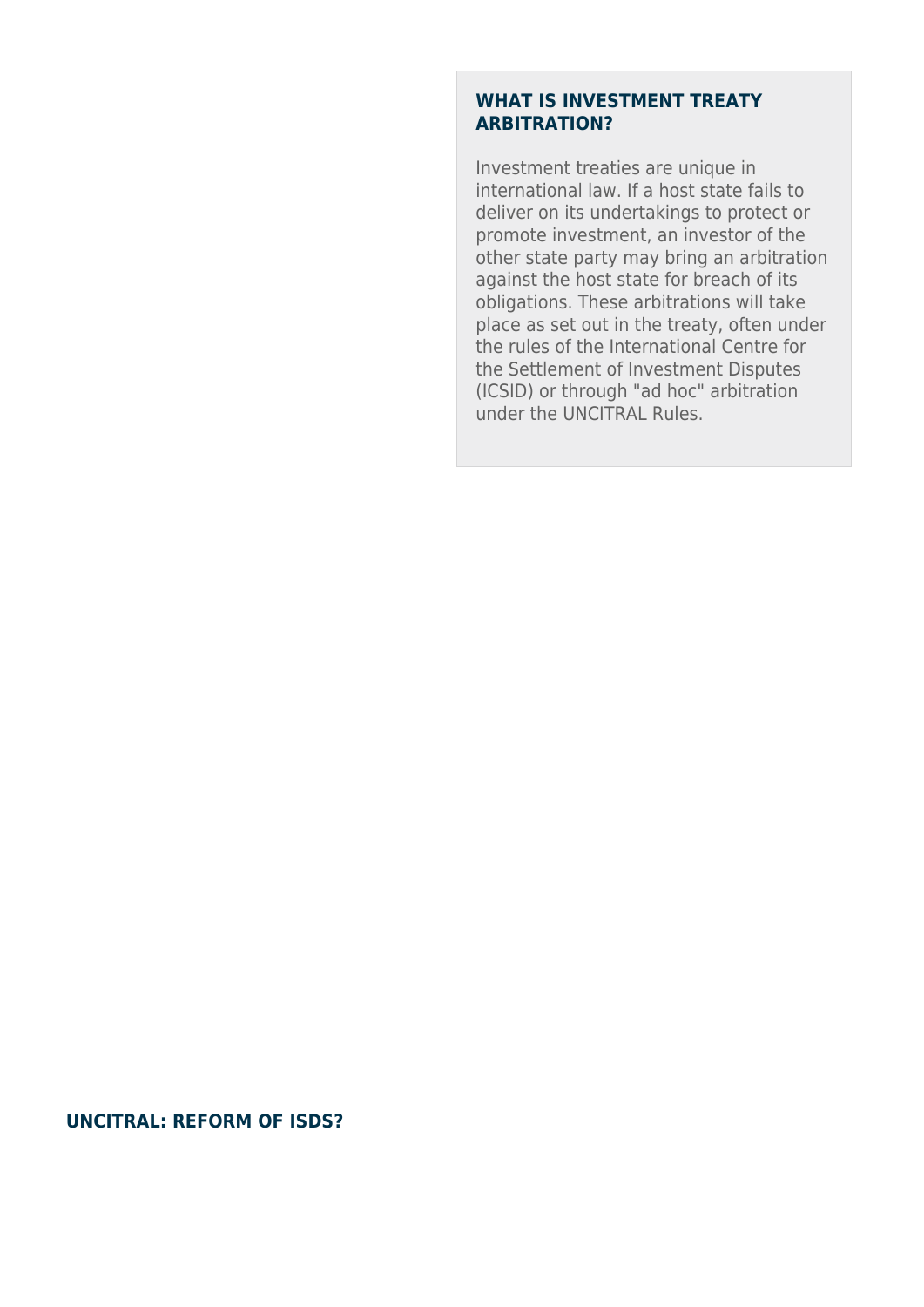### WHAT IS INVESTMENT TREATY ARBITRATION?

Investment treaties are unique in international law. If a host state fails to deliver on its undertakings to protect or promote investment, an investor of the other state party may bring an arbitration against the host state for breach of its obligations. These arbitrations will take place as set out in the treaty, often under the rules of the International Centre for the Settlement of Investment Disputes (ICSID) or through "ad hoc" arbitration under the UNCITRAL Rules.

## UNCITRAL: REFORM OF ISDS?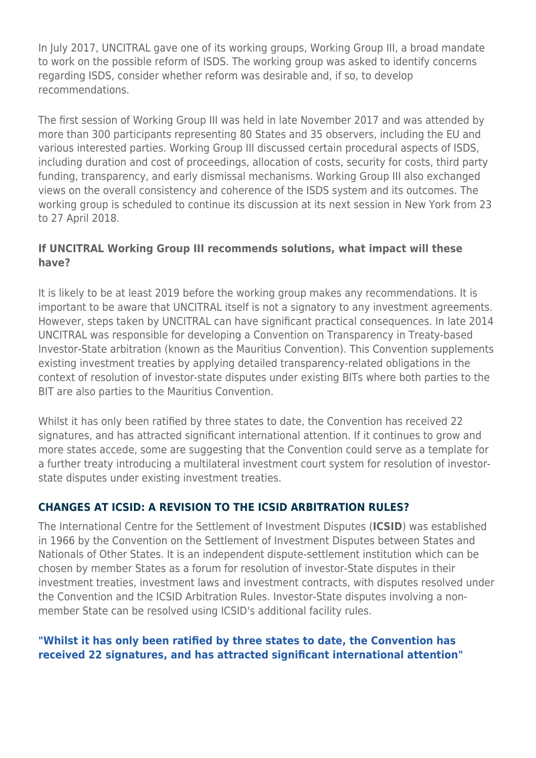In July 2017, UNCITRAL gave one of its working groups, Working Group III, a broad mandate to work on the possible reform of ISDS. The working group was asked to identify concerns regarding ISDS, consider whether reform was desirable and, if so, to develop recommendations.

The first session of Working Group III was held in late November 2017 and was attended by more than 300 participants representing 80 States and 35 observers, including the EU and various interested parties. Working Group III discussed certain procedural aspects of ISDS, including duration and cost of proceedings, allocation of costs, security for costs, third party funding, transparency, and early dismissal mechanisms. Working Group III also exchanged views on the overall consistency and coherence of the ISDS system and its outcomes. The working group is scheduled to continue its discussion at its next session in New York from 23 to 27 April 2018.

### If UNCITRAL Working Group III recommends solutions, what impact will these have?

It is likely to be at least 2019 before the working group makes any recommendations. It is important to be aware that UNCITRAL itself is not a signatory to any investment agreements. However, steps taken by UNCITRAL can have significant practical consequences. In late 2014 UNCITRAL was responsible for developing a Convention on Transparency in Treaty-based Investor-State arbitration (known as the Mauritius Convention). This Convention supplements existing investment treaties by applying detailed transparency-related obligations in the context of resolution of investor-state disputes under existing BITs where both parties to the BIT are also parties to the Mauritius Convention.

Whilst it has only been ratified by three states to date, the Convention has received 22 signatures, and has attracted significant international attention. If it continues to grow and more states accede, some are suggesting that the Convention could serve as a template for a further treaty introducing a multilateral investment court system for resolution of investor-state disputes under existing investment treaties.

## CHANGES AT ICSID: A REVISION TO THE ICSID ARBITRATION RULES?

The International Centre for the Settlement of Investment Disputes (**ICSID**) was established in 1966 by the Convention on the Settlement of Investment Disputes between States and Nationals of Other States. It is an independent dispute-settlement institution which can be chosen by member States as a forum for resolution of investor-State disputes in their investment treaties, investment laws and investment contracts, with disputes resolved under the Convention and the ICSID Arbitration Rules. Investor-State disputes involving a non-member State can be resolved using ICSID's additional facility rules.

**"Whilst it has only been ratified by three states to date, the Convention has received 22 signatures, and has attracted significant international attention"**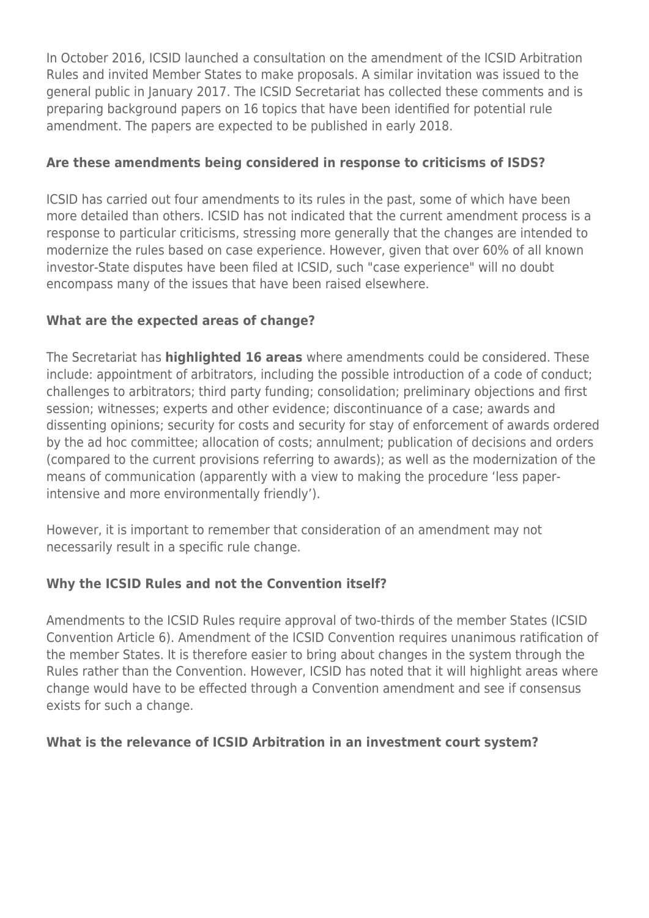In October 2016, ICSID launched a consultation on the amendment of the ICSID Arbitration Rules and invited Member States to make proposals. A similar invitation was issued to the general public in January 2017. The ICSID Secretariat has collected these comments and is preparing background papers on 16 topics that have been identified for potential rule amendment. The papers are expected to be published in early 2018.

**Are these amendments being considered in response to criticisms of ISDS?**

ICSID has carried out four amendments to its rules in the past, some of which have been more detailed than others. ICSID has not indicated that the current amendment process is a response to particular criticisms, stressing more generally that the changes are intended to modernize the rules based on case experience. However, given that over 60% of all known investor-State disputes have been filed at ICSID, such "case experience" will no doubt encompass many of the issues that have been raised elsewhere.

**What are the expected areas of change?**

The Secretariat has **highlighted 16 areas** where amendments could be considered. These include: appointment of arbitrators, including the possible introduction of a code of conduct; challenges to arbitrators; third party funding; consolidation; preliminary objections and first session; witnesses; experts and other evidence; discontinuance of a case; awards and dissenting opinions; security for costs and security for stay of enforcement of awards ordered by the ad hoc committee; allocation of costs; annulment; publication of decisions and orders (compared to the current provisions referring to awards); as well as the modernization of the means of communication (apparently with a view to making the procedure 'less paper-intensive and more environmentally friendly').

However, it is important to remember that consideration of an amendment may not necessarily result in a specific rule change.

**Why the ICSID Rules and not the Convention itself?**

Amendments to the ICSID Rules require approval of two-thirds of the member States (ICSID Convention Article 6). Amendment of the ICSID Convention requires unanimous ratification of the member States. It is therefore easier to bring about changes in the system through the Rules rather than the Convention. However, ICSID has noted that it will highlight areas where change would have to be effected through a Convention amendment and see if consensus exists for such a change.

**What is the relevance of ICSID Arbitration in an investment court system?**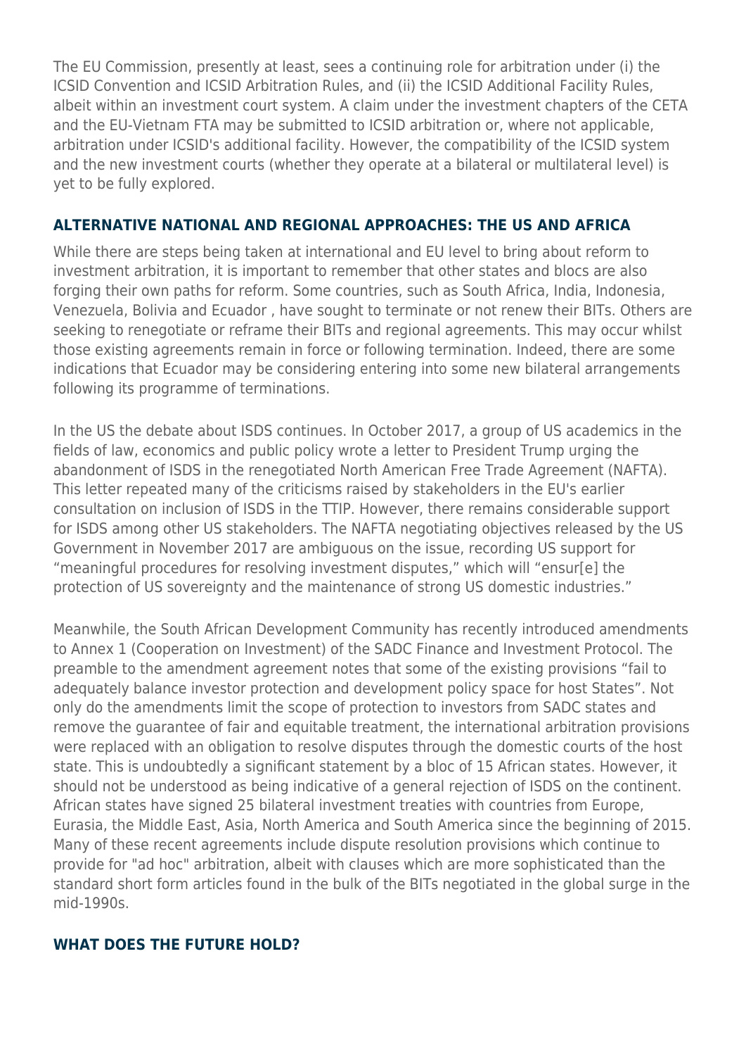The EU Commission, presently at least, sees a continuing role for arbitration under (i) the ICSID Convention and ICSID Arbitration Rules, and (ii) the ICSID Additional Facility Rules, albeit within an investment court system. A claim under the investment chapters of the CETA and the EU-Vietnam FTA may be submitted to ICSID arbitration or, where not applicable, arbitration under ICSID's additional facility. However, the compatibility of the ICSID system and the new investment courts (whether they operate at a bilateral or multilateral level) is yet to be fully explored.

## ALTERNATIVE NATIONAL AND REGIONAL APPROACHES: THE US AND AFRICA

While there are steps being taken at international and EU level to bring about reform to investment arbitration, it is important to remember that other states and blocs are also forging their own paths for reform. Some countries, such as South Africa, India, Indonesia, Venezuela, Bolivia and Ecuador , have sought to terminate or not renew their BITs. Others are seeking to renegotiate or reframe their BITs and regional agreements. This may occur whilst those existing agreements remain in force or following termination. Indeed, there are some indications that Ecuador may be considering entering into some new bilateral arrangements following its programme of terminations.

In the US the debate about ISDS continues. In October 2017, a group of US academics in the fields of law, economics and public policy wrote a letter to President Trump urging the abandonment of ISDS in the renegotiated North American Free Trade Agreement (NAFTA). This letter repeated many of the criticisms raised by stakeholders in the EU's earlier consultation on inclusion of ISDS in the TTIP. However, there remains considerable support for ISDS among other US stakeholders. The NAFTA negotiating objectives released by the US Government in November 2017 are ambiguous on the issue, recording US support for "meaningful procedures for resolving investment disputes," which will "ensur[e] the protection of US sovereignty and the maintenance of strong US domestic industries."

Meanwhile, the South African Development Community has recently introduced amendments to Annex 1 (Cooperation on Investment) of the SADC Finance and Investment Protocol. The preamble to the amendment agreement notes that some of the existing provisions "fail to adequately balance investor protection and development policy space for host States". Not only do the amendments limit the scope of protection to investors from SADC states and remove the guarantee of fair and equitable treatment, the international arbitration provisions were replaced with an obligation to resolve disputes through the domestic courts of the host state. This is undoubtedly a significant statement by a bloc of 15 African states. However, it should not be understood as being indicative of a general rejection of ISDS on the continent. African states have signed 25 bilateral investment treaties with countries from Europe, Eurasia, the Middle East, Asia, North America and South America since the beginning of 2015. Many of these recent agreements include dispute resolution provisions which continue to provide for "ad hoc" arbitration, albeit with clauses which are more sophisticated than the standard short form articles found in the bulk of the BITs negotiated in the global surge in the mid-1990s.

## WHAT DOES THE FUTURE HOLD?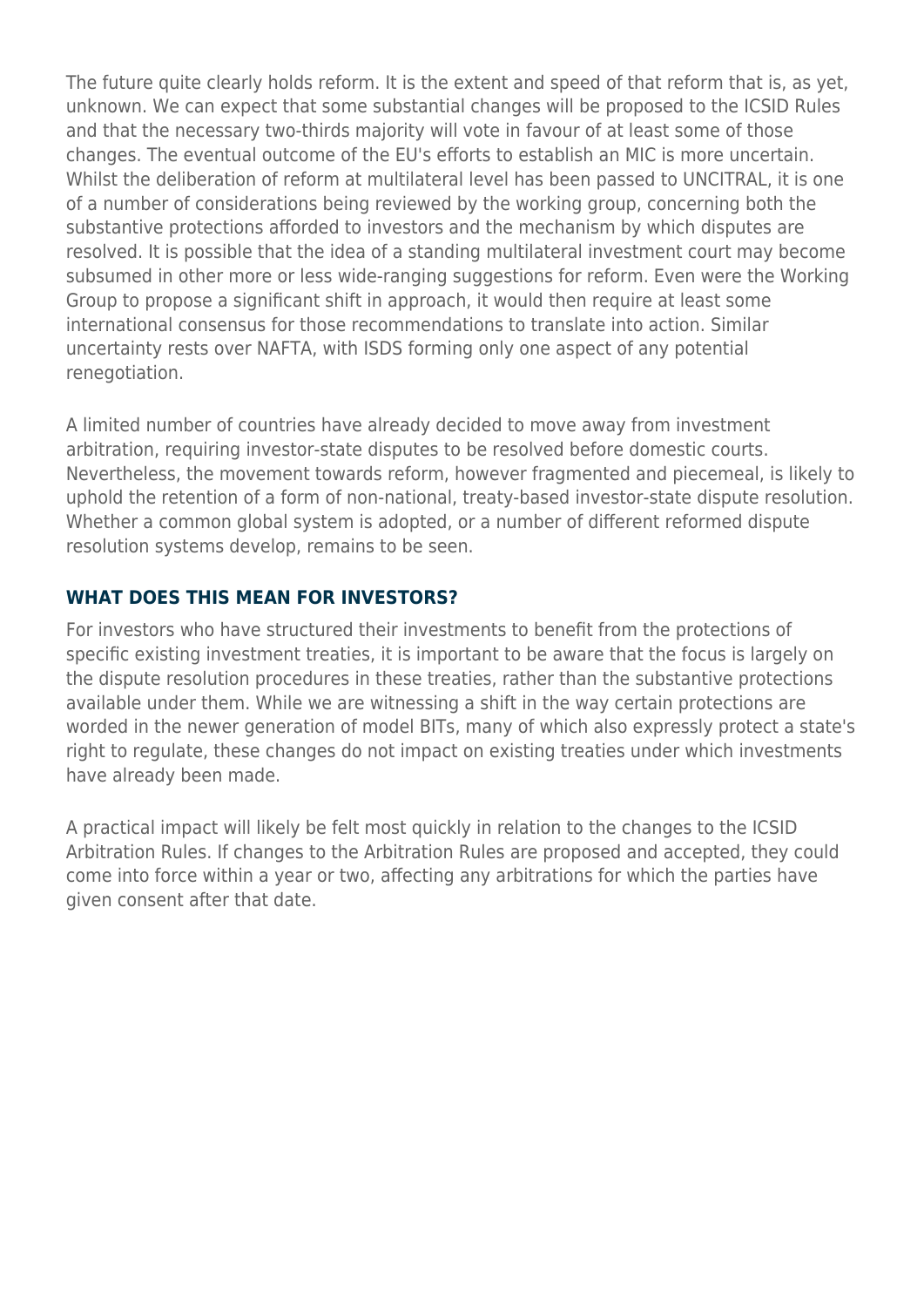The future quite clearly holds reform. It is the extent and speed of that reform that is, as yet, unknown. We can expect that some substantial changes will be proposed to the ICSID Rules and that the necessary two-thirds majority will vote in favour of at least some of those changes. The eventual outcome of the EU's efforts to establish an MIC is more uncertain. Whilst the deliberation of reform at multilateral level has been passed to UNCITRAL, it is one of a number of considerations being reviewed by the working group, concerning both the substantive protections afforded to investors and the mechanism by which disputes are resolved. It is possible that the idea of a standing multilateral investment court may become subsumed in other more or less wide-ranging suggestions for reform. Even were the Working Group to propose a significant shift in approach, it would then require at least some international consensus for those recommendations to translate into action. Similar uncertainty rests over NAFTA, with ISDS forming only one aspect of any potential renegotiation.

A limited number of countries have already decided to move away from investment arbitration, requiring investor-state disputes to be resolved before domestic courts. Nevertheless, the movement towards reform, however fragmented and piecemeal, is likely to uphold the retention of a form of non-national, treaty-based investor-state dispute resolution. Whether a common global system is adopted, or a number of different reformed dispute resolution systems develop, remains to be seen.

## WHAT DOES THIS MEAN FOR INVESTORS?

For investors who have structured their investments to benefit from the protections of specific existing investment treaties, it is important to be aware that the focus is largely on the dispute resolution procedures in these treaties, rather than the substantive protections available under them. While we are witnessing a shift in the way certain protections are worded in the newer generation of model BITs, many of which also expressly protect a state's right to regulate, these changes do not impact on existing treaties under which investments have already been made.

A practical impact will likely be felt most quickly in relation to the changes to the ICSID Arbitration Rules. If changes to the Arbitration Rules are proposed and accepted, they could come into force within a year or two, affecting any arbitrations for which the parties have given consent after that date.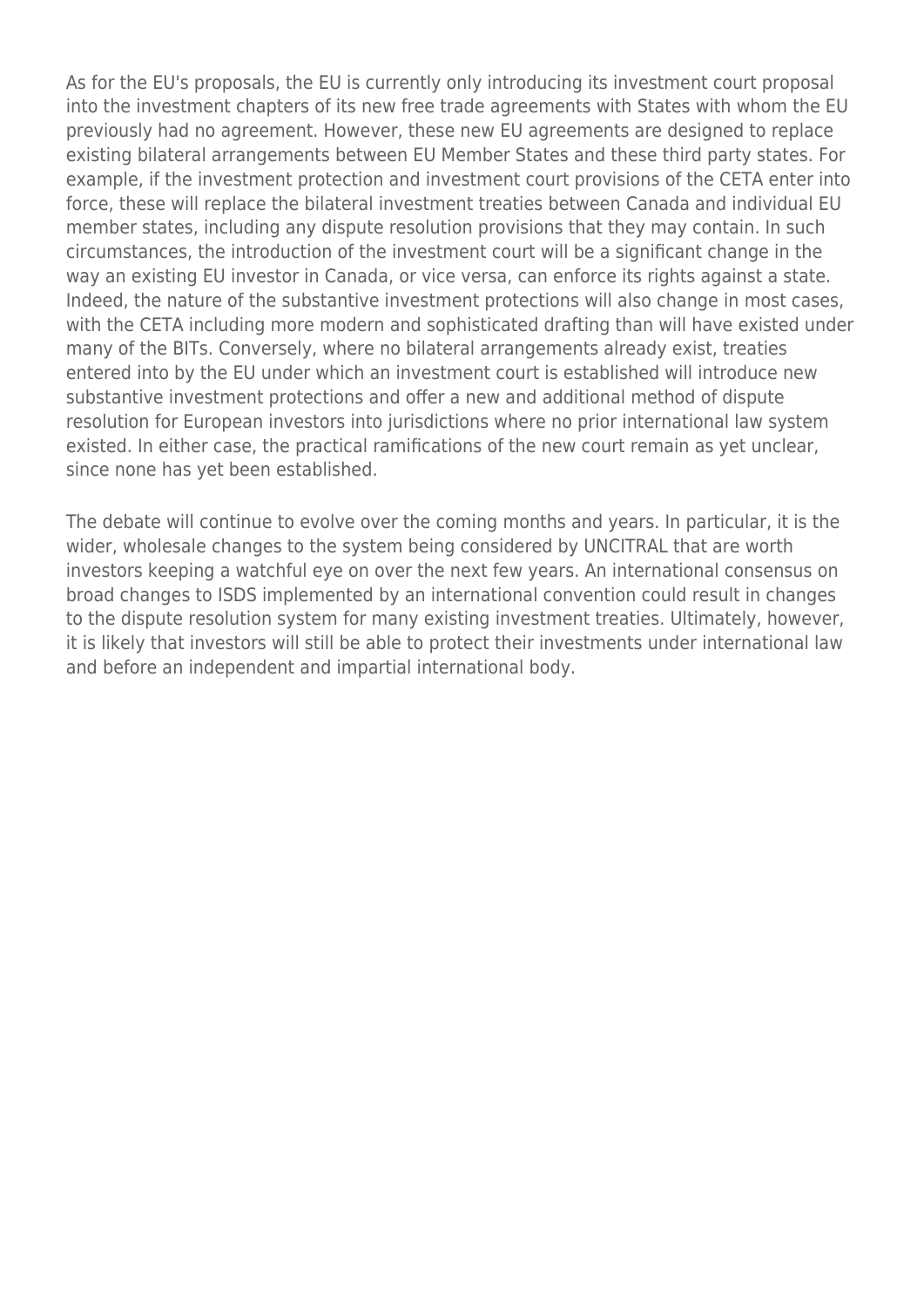As for the EU's proposals, the EU is currently only introducing its investment court proposal into the investment chapters of its new free trade agreements with States with whom the EU previously had no agreement. However, these new EU agreements are designed to replace existing bilateral arrangements between EU Member States and these third party states. For example, if the investment protection and investment court provisions of the CETA enter into force, these will replace the bilateral investment treaties between Canada and individual EU member states, including any dispute resolution provisions that they may contain. In such circumstances, the introduction of the investment court will be a significant change in the way an existing EU investor in Canada, or vice versa, can enforce its rights against a state. Indeed, the nature of the substantive investment protections will also change in most cases, with the CETA including more modern and sophisticated drafting than will have existed under many of the BITs. Conversely, where no bilateral arrangements already exist, treaties entered into by the EU under which an investment court is established will introduce new substantive investment protections and offer a new and additional method of dispute resolution for European investors into jurisdictions where no prior international law system existed. In either case, the practical ramifications of the new court remain as yet unclear, since none has yet been established.

The debate will continue to evolve over the coming months and years. In particular, it is the wider, wholesale changes to the system being considered by UNCITRAL that are worth investors keeping a watchful eye on over the next few years. An international consensus on broad changes to ISDS implemented by an international convention could result in changes to the dispute resolution system for many existing investment treaties. Ultimately, however, it is likely that investors will still be able to protect their investments under international law and before an independent and impartial international body.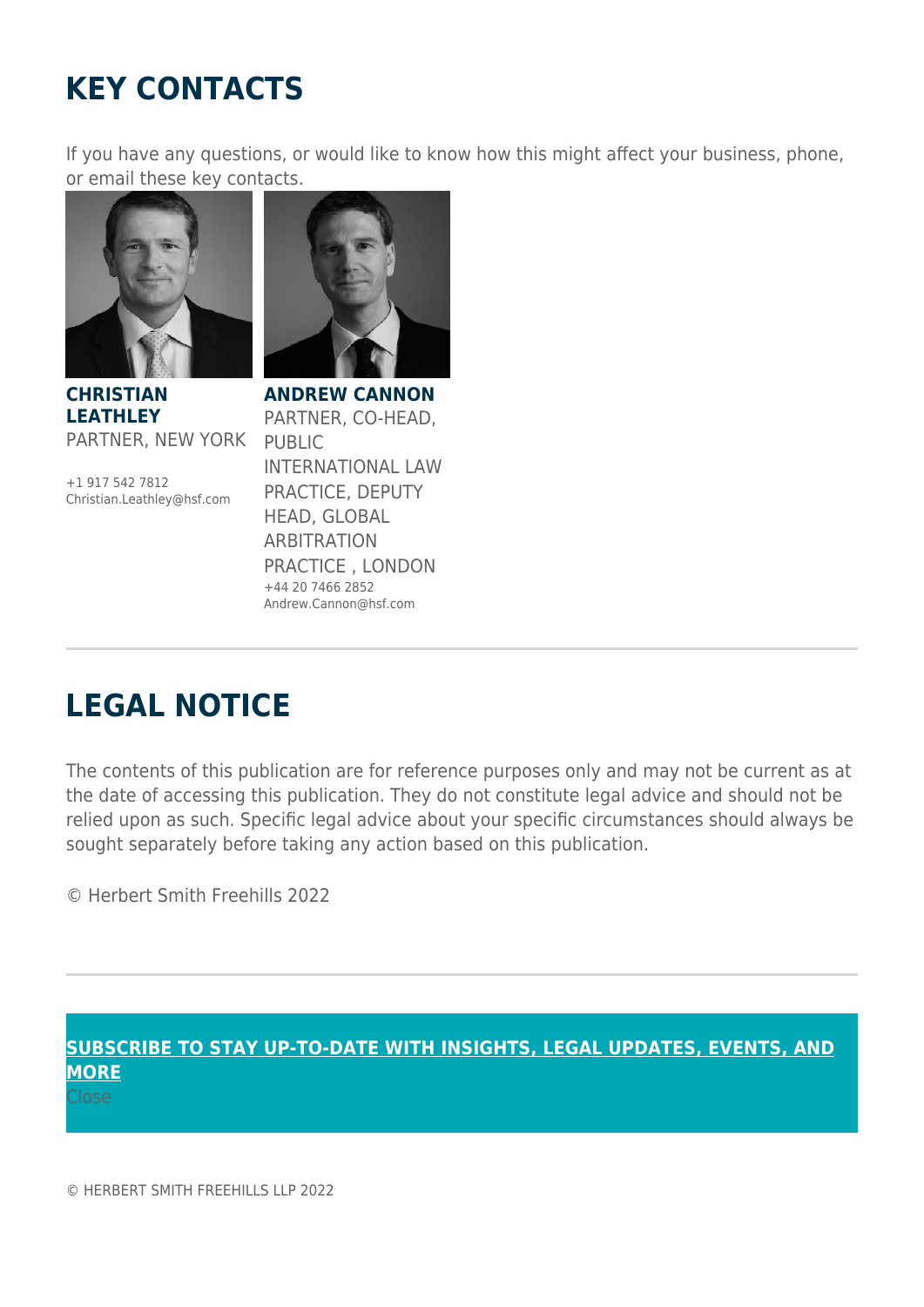## KEY CONTACTS

If you have any questions, or would like to know how this might affect your business, phone, or email these key contacts.

**CHRISTIAN LEATHLEY**
PARTNER, NEW YORK

+1 917 542 7812
Christian.Leathley@hsf.com

**ANDREW CANNON**
PARTNER, CO-HEAD, PUBLIC INTERNATIONAL LAW PRACTICE, DEPUTY HEAD, GLOBAL ARBITRATION PRACTICE , LONDON
+44 20 7466 2852
Andrew.Cannon@hsf.com

## LEGAL NOTICE

The contents of this publication are for reference purposes only and may not be current as at the date of accessing this publication. They do not constitute legal advice and should not be relied upon as such. Specific legal advice about your specific circumstances should always be sought separately before taking any action based on this publication.

© Herbert Smith Freehills 2022

**SUBSCRIBE TO STAY UP-TO-DATE WITH INSIGHTS, LEGAL UPDATES, EVENTS, AND MORE**
Close

© HERBERT SMITH FREEHILLS LLP 2022